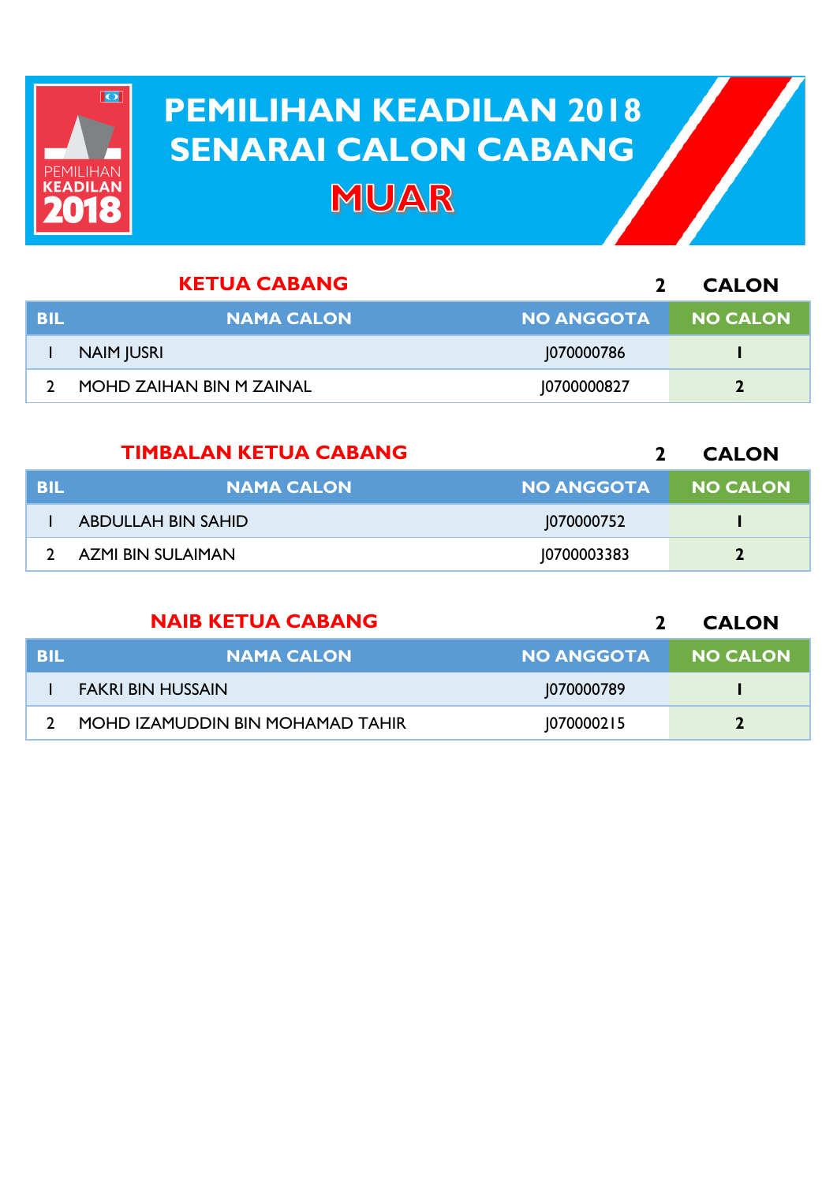# PEMILIHAN KEADILAN 2018
# SENARAI CALON CABANG
# MUAR

## KETUA CABANG

2 CALON

| BIL | NAMA CALON | NO ANGGOTA | NO CALON |
|---|---|---|---|
| 1 | NAIM JUSRI | J070000786 | 1 |
| 2 | MOHD ZAIHAN BIN M ZAINAL | J0700000827 | 2 |

## TIMBALAN KETUA CABANG

2 CALON

| BIL | NAMA CALON | NO ANGGOTA | NO CALON |
|---|---|---|---|
| 1 | ABDULLAH BIN SAHID | J070000752 | 1 |
| 2 | AZMI BIN SULAIMAN | J0700003383 | 2 |

## NAIB KETUA CABANG

2 CALON

| BIL | NAMA CALON | NO ANGGOTA | NO CALON |
|---|---|---|---|
| 1 | FAKRI BIN HUSSAIN | J070000789 | 1 |
| 2 | MOHD IZAMUDDIN BIN MOHAMAD TAHIR | J070000215 | 2 |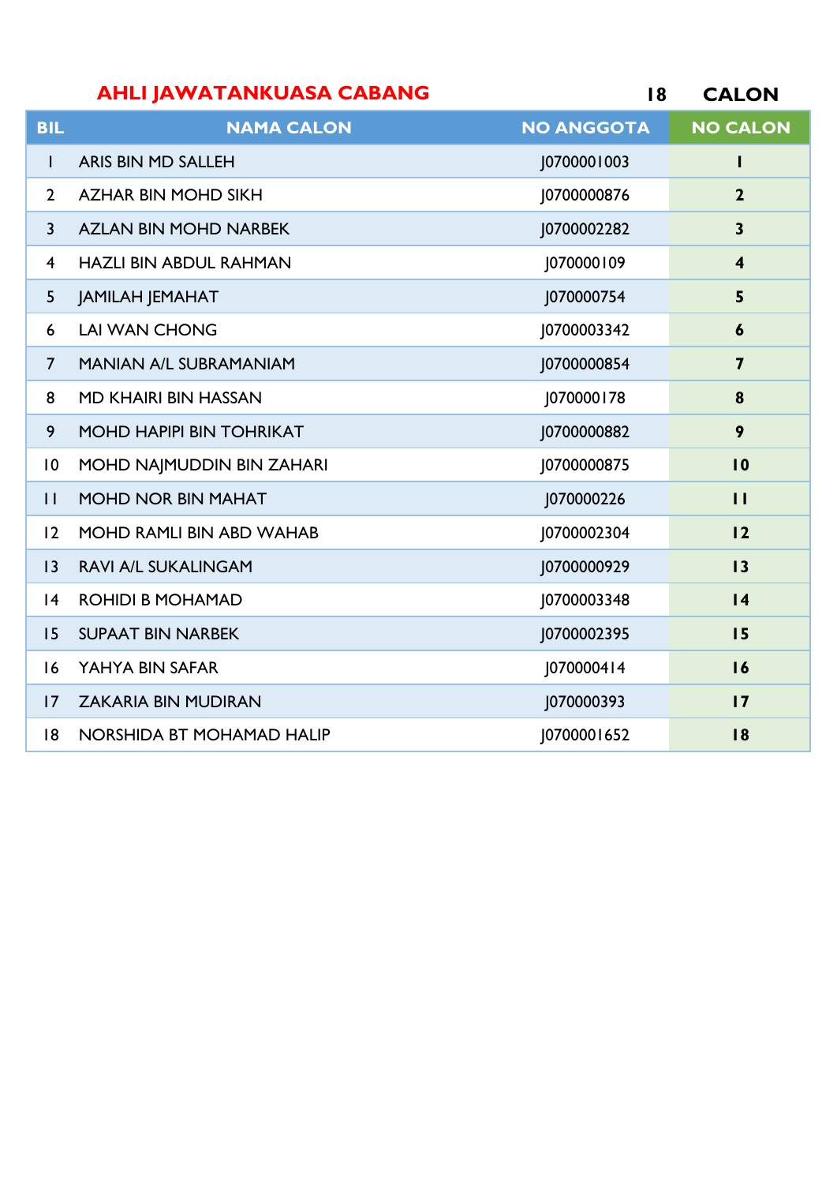**AHLI JAWATANKUASA CABANG** **18 CALON**

| BIL | NAMA CALON | NO ANGGOTA | NO CALON |
|---|---|---|---|
| 1 | ARIS BIN MD SALLEH | J0700001003 | **1** |
| 2 | AZHAR BIN MOHD SIKH | J0700000876 | **2** |
| 3 | AZLAN BIN MOHD NARBEK | J0700002282 | **3** |
| 4 | HAZLI BIN ABDUL RAHMAN | J070000109 | **4** |
| 5 | JAMILAH JEMAHAT | J070000754 | **5** |
| 6 | LAI WAN CHONG | J0700003342 | **6** |
| 7 | MANIAN A/L SUBRAMANIAM | J0700000854 | **7** |
| 8 | MD KHAIRI BIN HASSAN | J070000178 | **8** |
| 9 | MOHD HAPIPI BIN TOHRIKAT | J0700000882 | **9** |
| 10 | MOHD NAJMUDDIN BIN ZAHARI | J0700000875 | **10** |
| 11 | MOHD NOR BIN MAHAT | J070000226 | **11** |
| 12 | MOHD RAMLI BIN ABD WAHAB | J0700002304 | **12** |
| 13 | RAVI A/L SUKALINGAM | J0700000929 | **13** |
| 14 | ROHIDI B MOHAMAD | J0700003348 | **14** |
| 15 | SUPAAT BIN NARBEK | J0700002395 | **15** |
| 16 | YAHYA BIN SAFAR | J070000414 | **16** |
| 17 | ZAKARIA BIN MUDIRAN | J070000393 | **17** |
| 18 | NORSHIDA BT MOHAMAD HALIP | J0700001652 | **18** |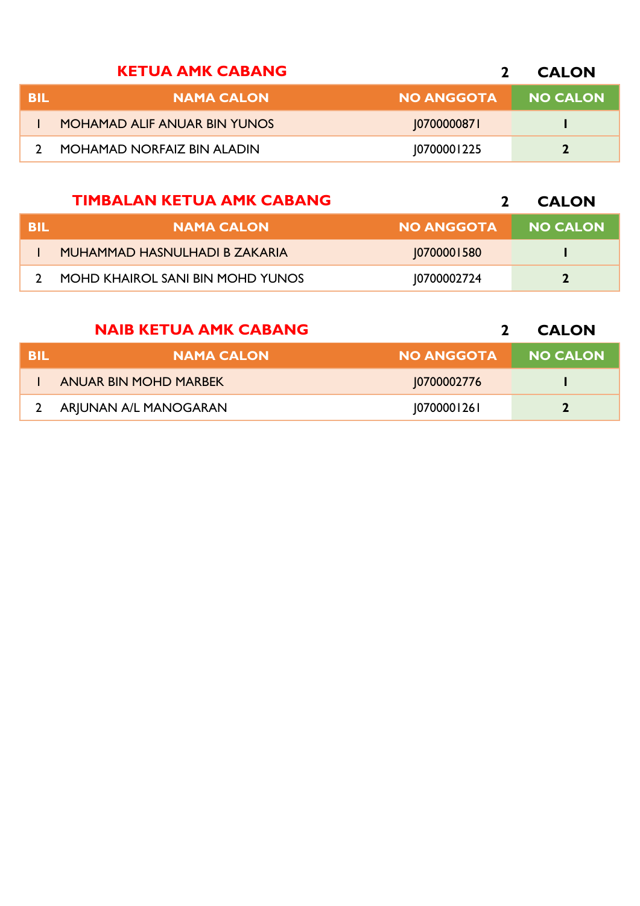## KETUA AMK CABANG — 2 CALON

| BIL | NAMA CALON | NO ANGGOTA | NO CALON |
|---|---|---|---|
| 1 | MOHAMAD ALIF ANUAR BIN YUNOS | J0700000871 | 1 |
| 2 | MOHAMAD NORFAIZ BIN ALADIN | J0700001225 | 2 |

## TIMBALAN KETUA AMK CABANG — 2 CALON

| BIL | NAMA CALON | NO ANGGOTA | NO CALON |
|---|---|---|---|
| 1 | MUHAMMAD HASNULHADI B ZAKARIA | J0700001580 | 1 |
| 2 | MOHD KHAIROL SANI BIN MOHD YUNOS | J0700002724 | 2 |

## NAIB KETUA AMK CABANG — 2 CALON

| BIL | NAMA CALON | NO ANGGOTA | NO CALON |
|---|---|---|---|
| 1 | ANUAR BIN MOHD MARBEK | J0700002776 | 1 |
| 2 | ARJUNAN A/L MANOGARAN | J0700001261 | 2 |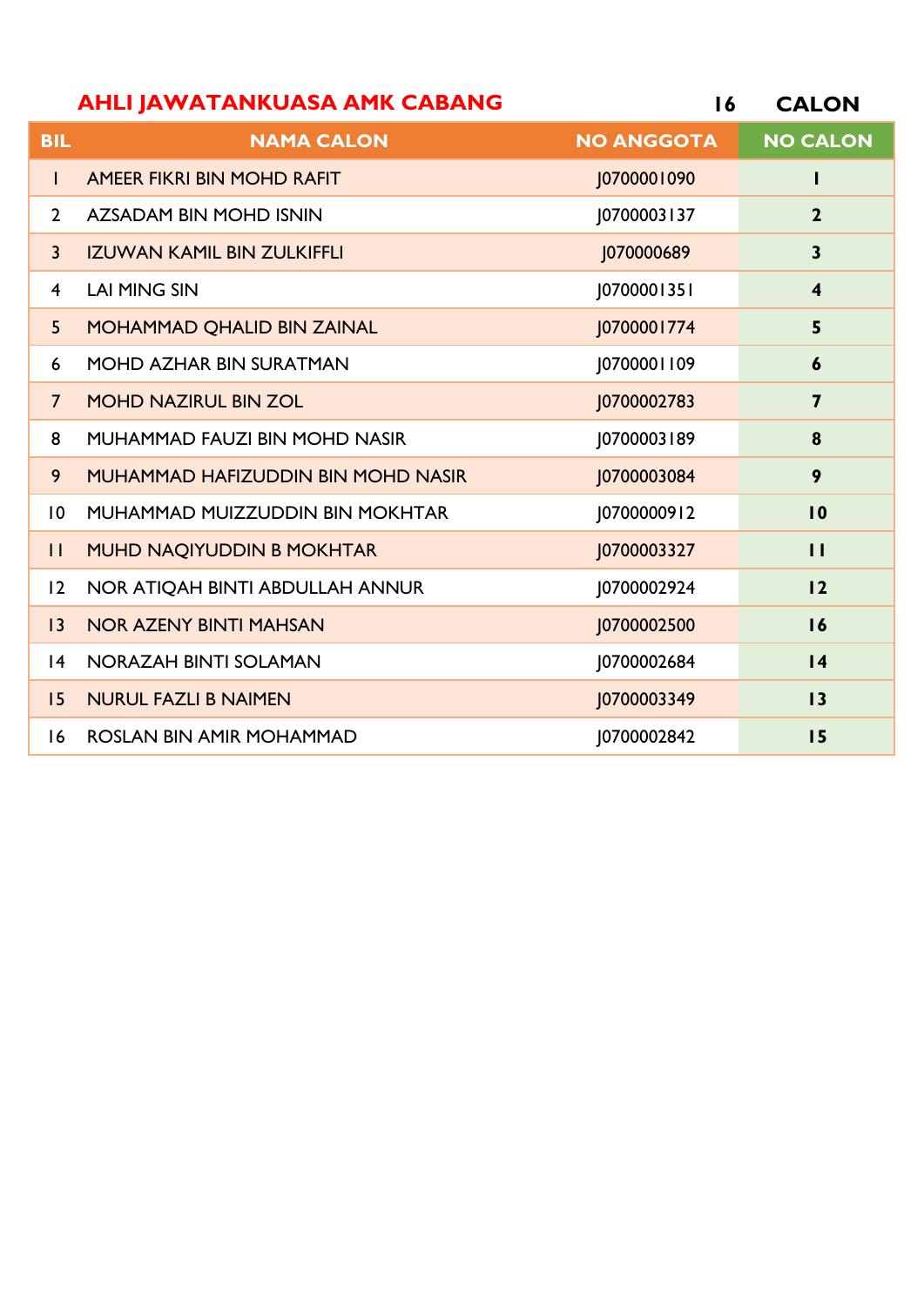**AHLI JAWATANKUASA AMK CABANG** 16 CALON

| BIL | NAMA CALON | NO ANGGOTA | NO CALON |
|---|---|---|---|
| 1 | AMEER FIKRI BIN MOHD RAFIT | J0700001090 | 1 |
| 2 | AZSADAM BIN MOHD ISNIN | J0700003137 | 2 |
| 3 | IZUWAN KAMIL BIN ZULKIFFLI | J070000689 | 3 |
| 4 | LAI MING SIN | J0700001351 | 4 |
| 5 | MOHAMMAD QHALID BIN ZAINAL | J0700001774 | 5 |
| 6 | MOHD AZHAR BIN SURATMAN | J0700001109 | 6 |
| 7 | MOHD NAZIRUL BIN ZOL | J0700002783 | 7 |
| 8 | MUHAMMAD FAUZI BIN MOHD NASIR | J0700003189 | 8 |
| 9 | MUHAMMAD HAFIZUDDIN BIN MOHD NASIR | J0700003084 | 9 |
| 10 | MUHAMMAD MUIZZUDDIN BIN MOKHTAR | J0700000912 | 10 |
| 11 | MUHD NAQIYUDDIN B MOKHTAR | J0700003327 | 11 |
| 12 | NOR ATIQAH BINTI ABDULLAH ANNUR | J0700002924 | 12 |
| 13 | NOR AZENY BINTI MAHSAN | J0700002500 | 16 |
| 14 | NORAZAH BINTI SOLAMAN | J0700002684 | 14 |
| 15 | NURUL FAZLI B NAIMEN | J0700003349 | 13 |
| 16 | ROSLAN BIN AMIR MOHAMMAD | J0700002842 | 15 |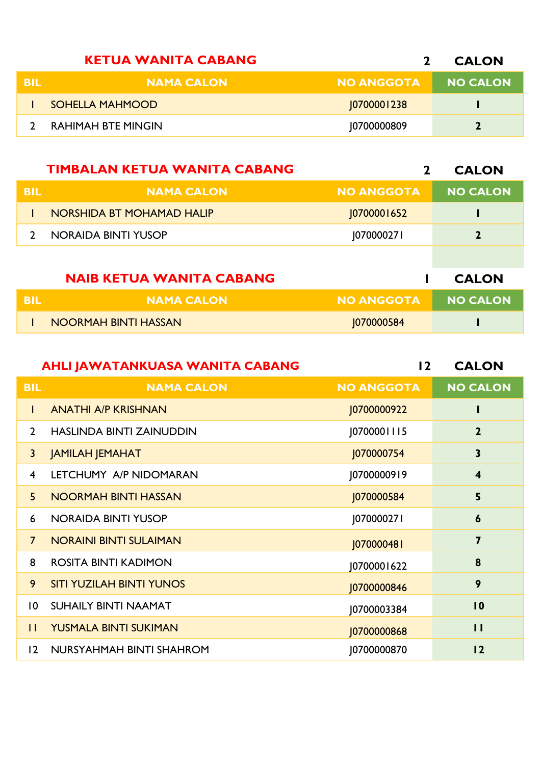## KETUA WANITA CABANG — 2 CALON

| BIL | NAMA CALON | NO ANGGOTA | NO CALON |
|---|---|---|---|
| 1 | SOHELLA MAHMOOD | J0700001238 | 1 |
| 2 | RAHIMAH BTE MINGIN | J0700000809 | 2 |

## TIMBALAN KETUA WANITA CABANG — 2 CALON

| BIL | NAMA CALON | NO ANGGOTA | NO CALON |
|---|---|---|---|
| 1 | NORSHIDA BT MOHAMAD HALIP | J0700001652 | 1 |
| 2 | NORAIDA BINTI YUSOP | J070000271 | 2 |

## NAIB KETUA WANITA CABANG — 1 CALON

| BIL | NAMA CALON | NO ANGGOTA | NO CALON |
|---|---|---|---|
| 1 | NOORMAH BINTI HASSAN | J070000584 | 1 |

## AHLI JAWATANKUASA WANITA CABANG — 12 CALON

| BIL | NAMA CALON | NO ANGGOTA | NO CALON |
|---|---|---|---|
| 1 | ANATHI A/P KRISHNAN | J0700000922 | 1 |
| 2 | HASLINDA BINTI ZAINUDDIN | J0700001115 | 2 |
| 3 | JAMILAH JEMAHAT | J070000754 | 3 |
| 4 | LETCHUMY A/P NIDOMARAN | J0700000919 | 4 |
| 5 | NOORMAH BINTI HASSAN | J070000584 | 5 |
| 6 | NORAIDA BINTI YUSOP | J070000271 | 6 |
| 7 | NORAINI BINTI SULAIMAN | J070000481 | 7 |
| 8 | ROSITA BINTI KADIMON | J0700001622 | 8 |
| 9 | SITI YUZILAH BINTI YUNOS | J0700000846 | 9 |
| 10 | SUHAILY BINTI NAAMAT | J0700003384 | 10 |
| 11 | YUSMALA BINTI SUKIMAN | J0700000868 | 11 |
| 12 | NURSYAHMAH BINTI SHAHROM | J0700000870 | 12 |